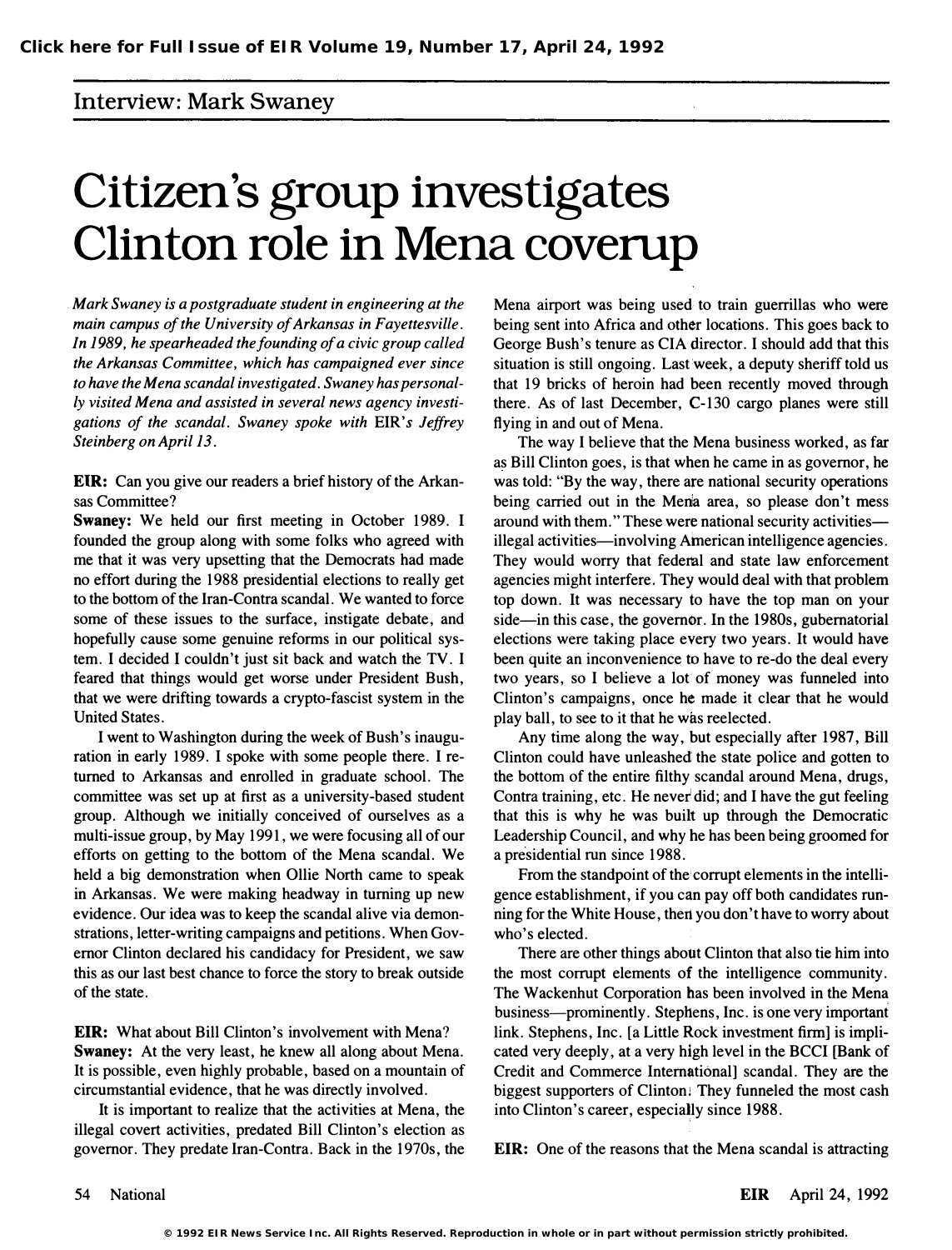## Interview: Mark Swaney

# Citizen's group investigates Clinton role in Mena coverup

*Mark Swaney is a postgraduate student in engineering at the main campus of the University of Arkansas in Fayettesville. In 1989, he spearheaded the founding of a civic group called the Arkansas Committee, which has campaigned ever since to have the Mena scandal investigated. Swaney has personally visited Mena and assisted in several news agency investigations of the scandal. Swaney spoke with* EIR*'s Jeffrey Steinberg on April 13.*

**EIR:** Can you give our readers a brief history of the Arkansas Committee?

**Swaney:** We held our first meeting in October 1989. I founded the group along with some folks who agreed with me that it was very upsetting that the Democrats had made no effort during the 1988 presidential elections to really get to the bottom of the Iran-Contra scandal. We wanted to force some of these issues to the surface, instigate debate, and hopefully cause some genuine reforms in our political system. I decided I couldn't just sit back and watch the TV. I feared that things would get worse under President Bush, that we were drifting towards a crypto-fascist system in the United States.

I went to Washington during the week of Bush's inauguration in early 1989. I spoke with some people there. I returned to Arkansas and enrolled in graduate school. The committee was set up at first as a university-based student group. Although we initially conceived of ourselves as a multi-issue group, by May 1991, we were focusing all of our efforts on getting to the bottom of the Mena scandal. We held a big demonstration when Ollie North came to speak in Arkansas. We were making headway in turning up new evidence. Our idea was to keep the scandal alive via demonstrations, letter-writing campaigns and petitions. When Governor Clinton declared his candidacy for President, we saw this as our last best chance to force the story to break outside of the state.

**EIR:** What about Bill Clinton's involvement with Mena?

**Swaney:** At the very least, he knew all along about Mena. It is possible, even highly probable, based on a mountain of circumstantial evidence, that he was directly involved.

It is important to realize that the activities at Mena, the illegal covert activities, predated Bill Clinton's election as governor. They predate Iran-Contra. Back in the 1970s, the Mena airport was being used to train guerrillas who were being sent into Africa and other locations. This goes back to George Bush's tenure as CIA director. I should add that this situation is still ongoing. Last week, a deputy sheriff told us that 19 bricks of heroin had been recently moved through there. As of last December, C-130 cargo planes were still flying in and out of Mena.

The way I believe that the Mena business worked, as far as Bill Clinton goes, is that when he came in as governor, he was told: "By the way, there are national security operations being carried out in the Mena area, so please don't mess around with them." These were national security activities—illegal activities—involving American intelligence agencies. They would worry that federal and state law enforcement agencies might interfere. They would deal with that problem top down. It was necessary to have the top man on your side—in this case, the governor. In the 1980s, gubernatorial elections were taking place every two years. It would have been quite an inconvenience to have to re-do the deal every two years, so I believe a lot of money was funneled into Clinton's campaigns, once he made it clear that he would play ball, to see to it that he was reelected.

Any time along the way, but especially after 1987, Bill Clinton could have unleashed the state police and gotten to the bottom of the entire filthy scandal around Mena, drugs, Contra training, etc. He never did; and I have the gut feeling that this is why he was built up through the Democratic Leadership Council, and why he has been being groomed for a presidential run since 1988.

From the standpoint of the corrupt elements in the intelligence establishment, if you can pay off both candidates running for the White House, then you don't have to worry about who's elected.

There are other things about Clinton that also tie him into the most corrupt elements of the intelligence community. The Wackenhut Corporation has been involved in the Mena business—prominently. Stephens, Inc. is one very important link. Stephens, Inc. [a Little Rock investment firm] is implicated very deeply, at a very high level in the BCCI [Bank of Credit and Commerce International] scandal. They are the biggest supporters of Clinton. They funneled the most cash into Clinton's career, especially since 1988.

**EIR:** One of the reasons that the Mena scandal is attracting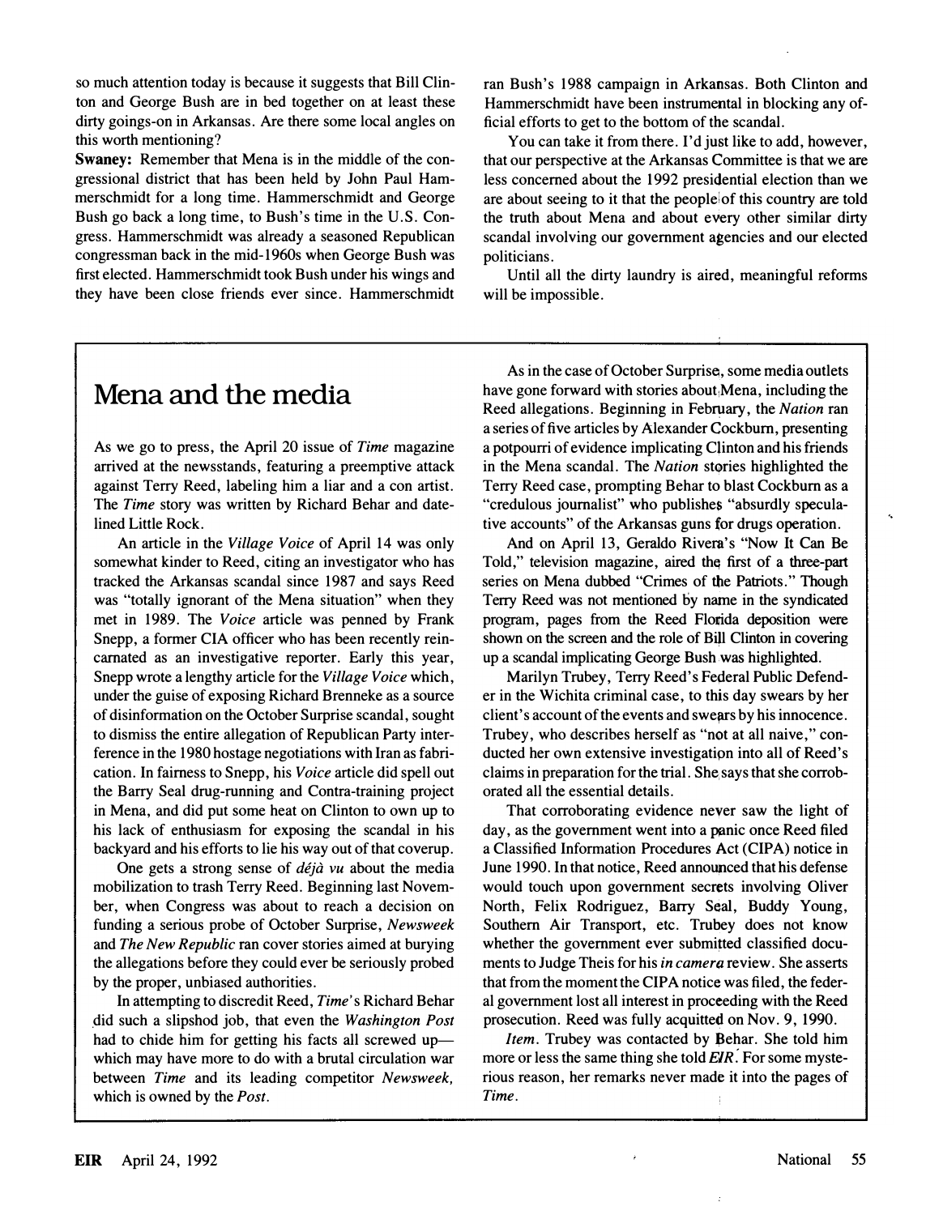so much attention today is because it suggests that Bill Clinton and George Bush are in bed together on at least these dirty goings-on in Arkansas. Are there some local angles on this worth mentioning?

**Swaney:** Remember that Mena is in the middle of the congressional district that has been held by John Paul Hammerschmidt for a long time. Hammerschmidt and George Bush go back a long time, to Bush's time in the U.S. Congress. Hammerschmidt was already a seasoned Republican congressman back in the mid-1960s when George Bush was first elected. Hammerschmidt took Bush under his wings and they have been close friends ever since. Hammerschmidt ran Bush's 1988 campaign in Arkansas. Both Clinton and Hammerschmidt have been instrumental in blocking any official efforts to get to the bottom of the scandal.

You can take it from there. I'd just like to add, however, that our perspective at the Arkansas Committee is that we are less concerned about the 1992 presidential election than we are about seeing to it that the people of this country are told the truth about Mena and about every other similar dirty scandal involving our government agencies and our elected politicians.

Until all the dirty laundry is aired, meaningful reforms will be impossible.

## Mena and the media

As we go to press, the April 20 issue of *Time* magazine arrived at the newsstands, featuring a preemptive attack against Terry Reed, labeling him a liar and a con artist. The *Time* story was written by Richard Behar and datelined Little Rock.

An article in the *Village Voice* of April 14 was only somewhat kinder to Reed, citing an investigator who has tracked the Arkansas scandal since 1987 and says Reed was "totally ignorant of the Mena situation" when they met in 1989. The *Voice* article was penned by Frank Snepp, a former CIA officer who has been recently reincarnated as an investigative reporter. Early this year, Snepp wrote a lengthy article for the *Village Voice* which, under the guise of exposing Richard Brenneke as a source of disinformation on the October Surprise scandal, sought to dismiss the entire allegation of Republican Party interference in the 1980 hostage negotiations with Iran as fabrication. In fairness to Snepp, his *Voice* article did spell out the Barry Seal drug-running and Contra-training project in Mena, and did put some heat on Clinton to own up to his lack of enthusiasm for exposing the scandal in his backyard and his efforts to lie his way out of that coverup.

One gets a strong sense of *déjà vu* about the media mobilization to trash Terry Reed. Beginning last November, when Congress was about to reach a decision on funding a serious probe of October Surprise, *Newsweek* and *The New Republic* ran cover stories aimed at burying the allegations before they could ever be seriously probed by the proper, unbiased authorities.

In attempting to discredit Reed, *Time*'s Richard Behar did such a slipshod job, that even the *Washington Post* had to chide him for getting his facts all screwed up—which may have more to do with a brutal circulation war between *Time* and its leading competitor *Newsweek*, which is owned by the *Post*.

As in the case of October Surprise, some media outlets have gone forward with stories about Mena, including the Reed allegations. Beginning in February, the *Nation* ran a series of five articles by Alexander Cockburn, presenting a potpourri of evidence implicating Clinton and his friends in the Mena scandal. The *Nation* stories highlighted the Terry Reed case, prompting Behar to blast Cockburn as a "credulous journalist" who publishes "absurdly speculative accounts" of the Arkansas guns for drugs operation.

And on April 13, Geraldo Rivera's "Now It Can Be Told," television magazine, aired the first of a three-part series on Mena dubbed "Crimes of the Patriots." Though Terry Reed was not mentioned by name in the syndicated program, pages from the Reed Florida deposition were shown on the screen and the role of Bill Clinton in covering up a scandal implicating George Bush was highlighted.

Marilyn Trubey, Terry Reed's Federal Public Defender in the Wichita criminal case, to this day swears by her client's account of the events and swears by his innocence. Trubey, who describes herself as "not at all naive," conducted her own extensive investigation into all of Reed's claims in preparation for the trial. She says that she corroborated all the essential details.

That corroborating evidence never saw the light of day, as the government went into a panic once Reed filed a Classified Information Procedures Act (CIPA) notice in June 1990. In that notice, Reed announced that his defense would touch upon government secrets involving Oliver North, Felix Rodriguez, Barry Seal, Buddy Young, Southern Air Transport, etc. Trubey does not know whether the government ever submitted classified documents to Judge Theis for his *in camera* review. She asserts that from the moment the CIPA notice was filed, the federal government lost all interest in proceeding with the Reed prosecution. Reed was fully acquitted on Nov. 9, 1990.

*Item.* Trubey was contacted by Behar. She told him more or less the same thing she told *EIR*. For some mysterious reason, her remarks never made it into the pages of *Time*.